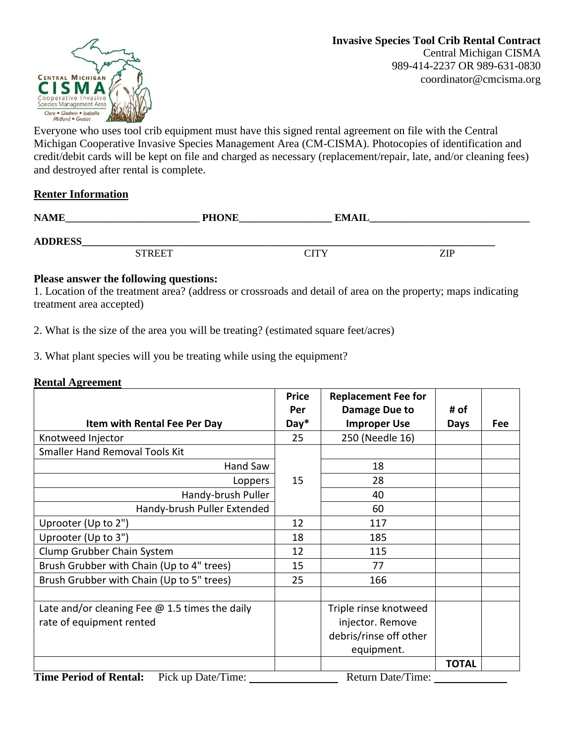**Invasive Species Tool Crib Rental Contract**
Central Michigan CISMA
989-414-2237 OR 989-631-0830
coordinator@cmcisma.org

Everyone who uses tool crib equipment must have this signed rental agreement on file with the Central Michigan Cooperative Invasive Species Management Area (CM-CISMA). Photocopies of identification and credit/debit cards will be kept on file and charged as necessary (replacement/repair, late, and/or cleaning fees) and destroyed after rental is complete.

## Renter Information

**NAME**__________________________ **PHONE**_________________ **EMAIL**______________________________

**ADDRESS**________________________________________________________________________________
STREET CITY ZIP

**Please answer the following questions:**

1. Location of the treatment area? (address or crossroads and detail of area on the property; maps indicating treatment area accepted)

2. What is the size of the area you will be treating? (estimated square feet/acres)

3. What plant species will you be treating while using the equipment?

## Rental Agreement

| Item with Rental Fee Per Day | Price Per Day* | Replacement Fee for Damage Due to Improper Use | # of Days | Fee |
|---|---|---|---|---|
| Knotweed Injector | 25 | 250 (Needle 16) | | |
| Smaller Hand Removal Tools Kit | 15 | | | |
| Hand Saw | | 18 | | |
| Loppers | | 28 | | |
| Handy-brush Puller | | 40 | | |
| Handy-brush Puller Extended | | 60 | | |
| Uprooter (Up to 2") | 12 | 117 | | |
| Uprooter (Up to 3") | 18 | 185 | | |
| Clump Grubber Chain System | 12 | 115 | | |
| Brush Grubber with Chain (Up to 4" trees) | 15 | 77 | | |
| Brush Grubber with Chain (Up to 5" trees) | 25 | 166 | | |
| | | | | |
| Late and/or cleaning Fee @ 1.5 times the daily rate of equipment rented | | Triple rinse knotweed injector. Remove debris/rinse off other equipment. | | |
| | | | **TOTAL** | |

**Time Period of Rental:** Pick up Date/Time: ________________ Return Date/Time: _____________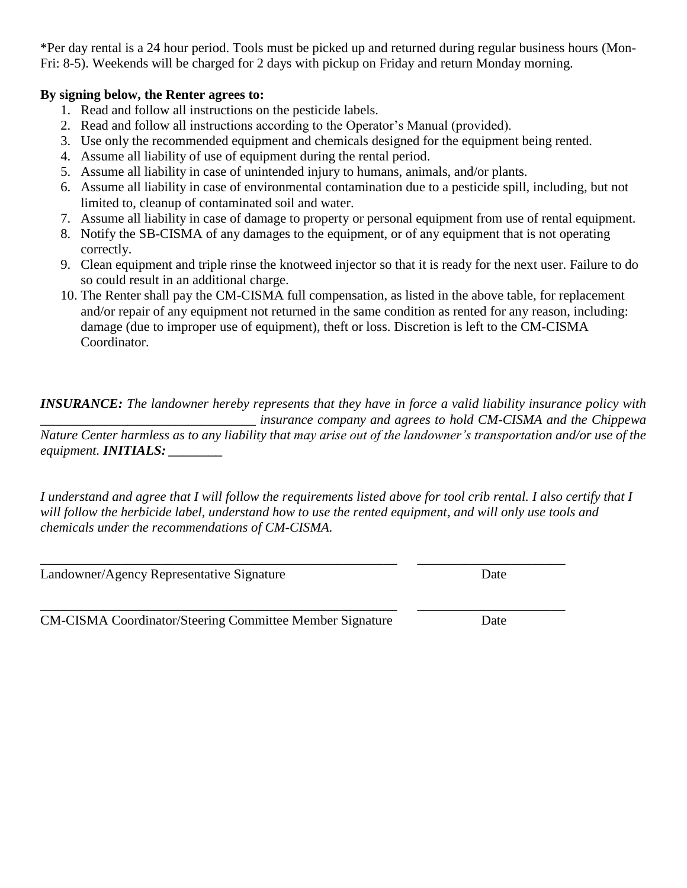*Per day rental is a 24 hour period. Tools must be picked up and returned during regular business hours (Mon-Fri: 8-5). Weekends will be charged for 2 days with pickup on Friday and return Monday morning.

**By signing below, the Renter agrees to:**

1. Read and follow all instructions on the pesticide labels.
2. Read and follow all instructions according to the Operator's Manual (provided).
3. Use only the recommended equipment and chemicals designed for the equipment being rented.
4. Assume all liability of use of equipment during the rental period.
5. Assume all liability in case of unintended injury to humans, animals, and/or plants.
6. Assume all liability in case of environmental contamination due to a pesticide spill, including, but not limited to, cleanup of contaminated soil and water.
7. Assume all liability in case of damage to property or personal equipment from use of rental equipment.
8. Notify the SB-CISMA of any damages to the equipment, or of any equipment that is not operating correctly.
9. Clean equipment and triple rinse the knotweed injector so that it is ready for the next user. Failure to do so could result in an additional charge.
10. The Renter shall pay the CM-CISMA full compensation, as listed in the above table, for replacement and/or repair of any equipment not returned in the same condition as rented for any reason, including: damage (due to improper use of equipment), theft or loss. Discretion is left to the CM-CISMA Coordinator.

***INSURANCE:*** *The landowner hereby represents that they have in force a valid liability insurance policy with _________________________________ insurance company and agrees to hold CM-CISMA and the Chippewa Nature Center harmless as to any liability that may arise out of the landowner's transportation and/or use of the equipment.* ***INITIALS: ________***

*I understand and agree that I will follow the requirements listed above for tool crib rental. I also certify that I will follow the herbicide label, understand how to use the rented equipment, and will only use tools and chemicals under the recommendations of CM-CISMA.*

_______________________________________________________ ______________________

Landowner/Agency Representative Signature Date

_______________________________________________________ ______________________

CM-CISMA Coordinator/Steering Committee Member Signature Date